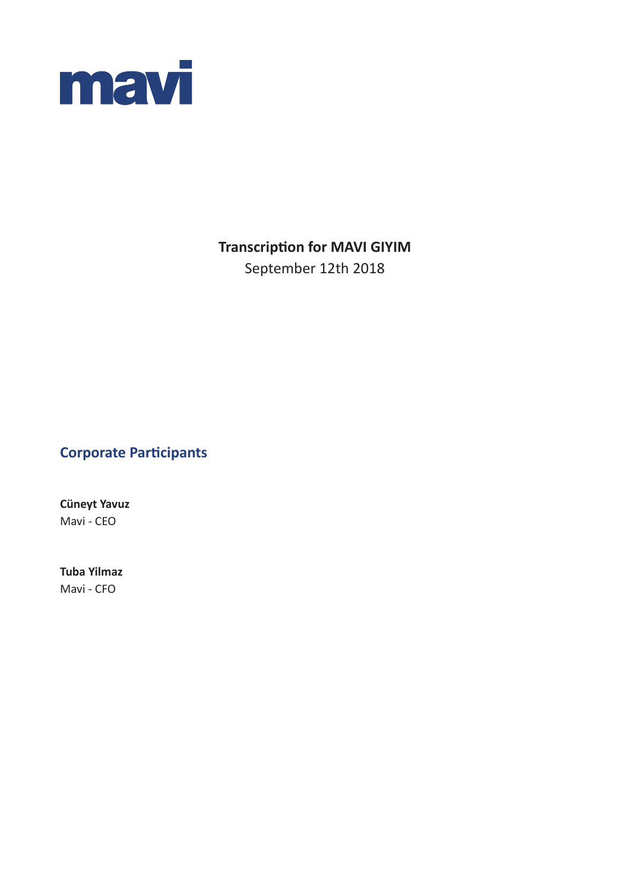mavi

**Transcription for MAVI GIYIM**

September 12th 2018

## Corporate Participants

**Cüneyt Yavuz**
Mavi - CEO

**Tuba Yilmaz**
Mavi - CFO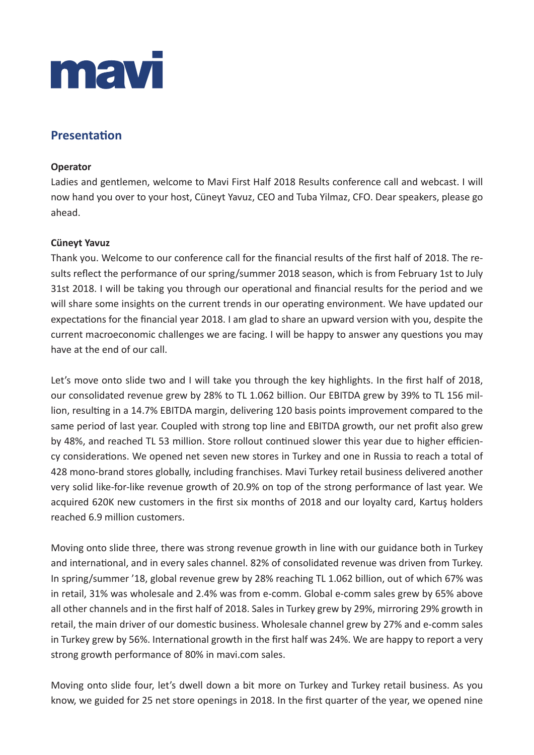# mavi

## Presentation

**Operator**

Ladies and gentlemen, welcome to Mavi First Half 2018 Results conference call and webcast. I will now hand you over to your host, Cüneyt Yavuz, CEO and Tuba Yilmaz, CFO. Dear speakers, please go ahead.

**Cüneyt Yavuz**

Thank you. Welcome to our conference call for the financial results of the first half of 2018. The results reflect the performance of our spring/summer 2018 season, which is from February 1st to July 31st 2018. I will be taking you through our operational and financial results for the period and we will share some insights on the current trends in our operating environment. We have updated our expectations for the financial year 2018. I am glad to share an upward version with you, despite the current macroeconomic challenges we are facing. I will be happy to answer any questions you may have at the end of our call.

Let's move onto slide two and I will take you through the key highlights. In the first half of 2018, our consolidated revenue grew by 28% to TL 1.062 billion. Our EBITDA grew by 39% to TL 156 million, resulting in a 14.7% EBITDA margin, delivering 120 basis points improvement compared to the same period of last year. Coupled with strong top line and EBITDA growth, our net profit also grew by 48%, and reached TL 53 million. Store rollout continued slower this year due to higher efficiency considerations. We opened net seven new stores in Turkey and one in Russia to reach a total of 428 mono-brand stores globally, including franchises. Mavi Turkey retail business delivered another very solid like-for-like revenue growth of 20.9% on top of the strong performance of last year. We acquired 620K new customers in the first six months of 2018 and our loyalty card, Kartuş holders reached 6.9 million customers.

Moving onto slide three, there was strong revenue growth in line with our guidance both in Turkey and international, and in every sales channel. 82% of consolidated revenue was driven from Turkey. In spring/summer '18, global revenue grew by 28% reaching TL 1.062 billion, out of which 67% was in retail, 31% was wholesale and 2.4% was from e-comm. Global e-comm sales grew by 65% above all other channels and in the first half of 2018. Sales in Turkey grew by 29%, mirroring 29% growth in retail, the main driver of our domestic business. Wholesale channel grew by 27% and e-comm sales in Turkey grew by 56%. International growth in the first half was 24%. We are happy to report a very strong growth performance of 80% in mavi.com sales.

Moving onto slide four, let's dwell down a bit more on Turkey and Turkey retail business. As you know, we guided for 25 net store openings in 2018. In the first quarter of the year, we opened nine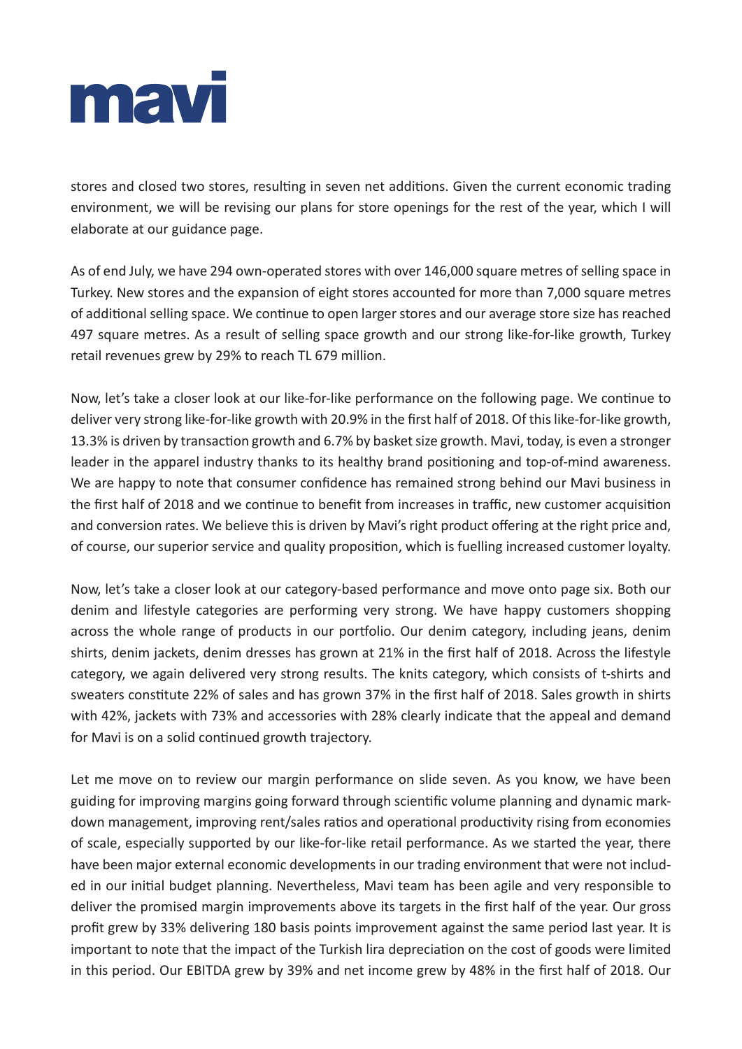stores and closed two stores, resulting in seven net additions. Given the current economic trading environment, we will be revising our plans for store openings for the rest of the year, which I will elaborate at our guidance page.

As of end July, we have 294 own-operated stores with over 146,000 square metres of selling space in Turkey. New stores and the expansion of eight stores accounted for more than 7,000 square metres of additional selling space. We continue to open larger stores and our average store size has reached 497 square metres. As a result of selling space growth and our strong like-for-like growth, Turkey retail revenues grew by 29% to reach TL 679 million.

Now, let's take a closer look at our like-for-like performance on the following page. We continue to deliver very strong like-for-like growth with 20.9% in the first half of 2018. Of this like-for-like growth, 13.3% is driven by transaction growth and 6.7% by basket size growth. Mavi, today, is even a stronger leader in the apparel industry thanks to its healthy brand positioning and top-of-mind awareness. We are happy to note that consumer confidence has remained strong behind our Mavi business in the first half of 2018 and we continue to benefit from increases in traffic, new customer acquisition and conversion rates. We believe this is driven by Mavi's right product offering at the right price and, of course, our superior service and quality proposition, which is fuelling increased customer loyalty.

Now, let's take a closer look at our category-based performance and move onto page six. Both our denim and lifestyle categories are performing very strong. We have happy customers shopping across the whole range of products in our portfolio. Our denim category, including jeans, denim shirts, denim jackets, denim dresses has grown at 21% in the first half of 2018. Across the lifestyle category, we again delivered very strong results. The knits category, which consists of t-shirts and sweaters constitute 22% of sales and has grown 37% in the first half of 2018. Sales growth in shirts with 42%, jackets with 73% and accessories with 28% clearly indicate that the appeal and demand for Mavi is on a solid continued growth trajectory.

Let me move on to review our margin performance on slide seven. As you know, we have been guiding for improving margins going forward through scientific volume planning and dynamic markdown management, improving rent/sales ratios and operational productivity rising from economies of scale, especially supported by our like-for-like retail performance. As we started the year, there have been major external economic developments in our trading environment that were not included in our initial budget planning. Nevertheless, Mavi team has been agile and very responsible to deliver the promised margin improvements above its targets in the first half of the year. Our gross profit grew by 33% delivering 180 basis points improvement against the same period last year. It is important to note that the impact of the Turkish lira depreciation on the cost of goods were limited in this period. Our EBITDA grew by 39% and net income grew by 48% in the first half of 2018. Our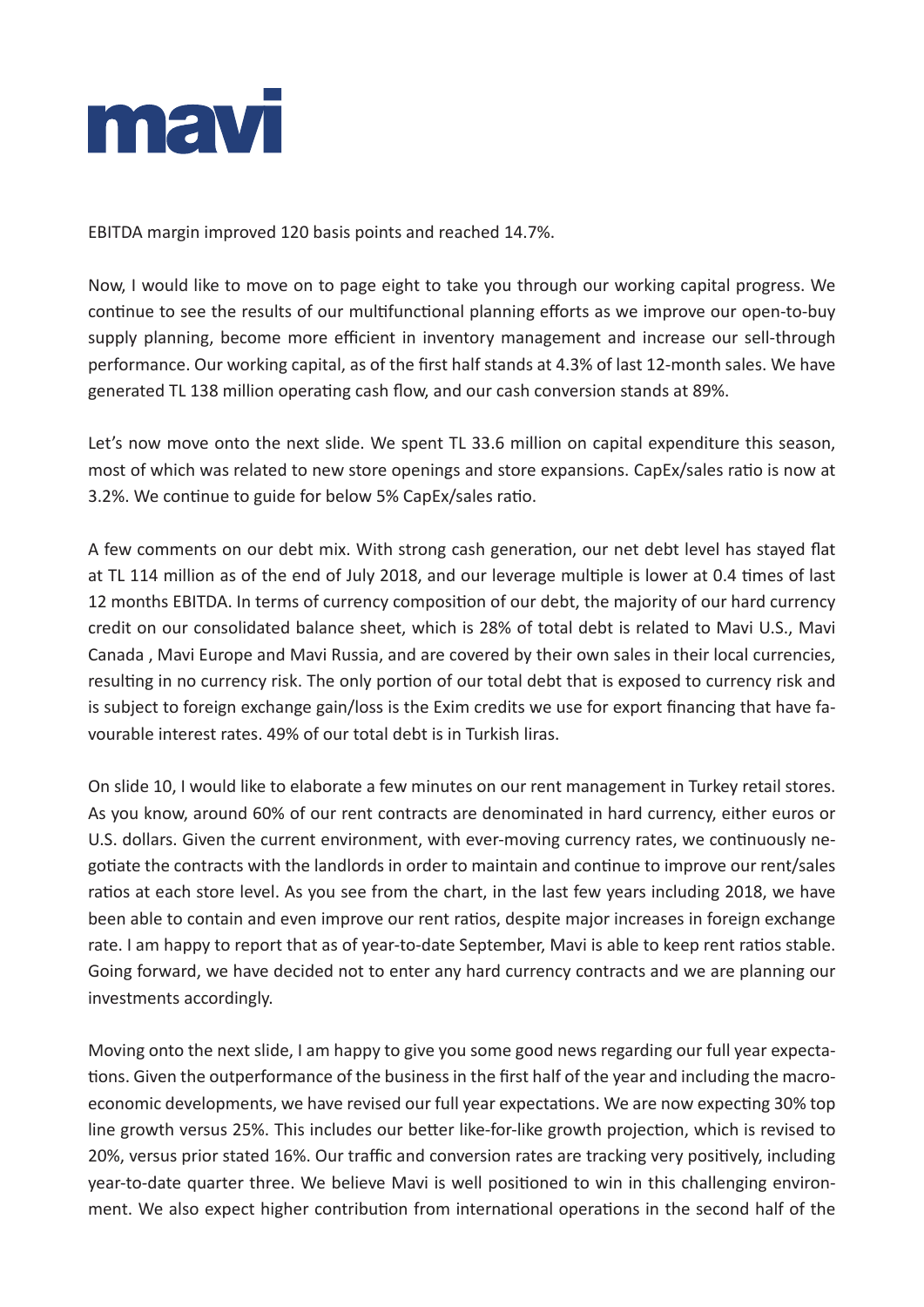EBITDA margin improved 120 basis points and reached 14.7%.

Now, I would like to move on to page eight to take you through our working capital progress. We continue to see the results of our multifunctional planning efforts as we improve our open-to-buy supply planning, become more efficient in inventory management and increase our sell-through performance. Our working capital, as of the first half stands at 4.3% of last 12-month sales. We have generated TL 138 million operating cash flow, and our cash conversion stands at 89%.

Let's now move onto the next slide. We spent TL 33.6 million on capital expenditure this season, most of which was related to new store openings and store expansions. CapEx/sales ratio is now at 3.2%. We continue to guide for below 5% CapEx/sales ratio.

A few comments on our debt mix. With strong cash generation, our net debt level has stayed flat at TL 114 million as of the end of July 2018, and our leverage multiple is lower at 0.4 times of last 12 months EBITDA. In terms of currency composition of our debt, the majority of our hard currency credit on our consolidated balance sheet, which is 28% of total debt is related to Mavi U.S., Mavi Canada , Mavi Europe and Mavi Russia, and are covered by their own sales in their local currencies, resulting in no currency risk. The only portion of our total debt that is exposed to currency risk and is subject to foreign exchange gain/loss is the Exim credits we use for export financing that have favourable interest rates. 49% of our total debt is in Turkish liras.

On slide 10, I would like to elaborate a few minutes on our rent management in Turkey retail stores. As you know, around 60% of our rent contracts are denominated in hard currency, either euros or U.S. dollars. Given the current environment, with ever-moving currency rates, we continuously negotiate the contracts with the landlords in order to maintain and continue to improve our rent/sales ratios at each store level. As you see from the chart, in the last few years including 2018, we have been able to contain and even improve our rent ratios, despite major increases in foreign exchange rate. I am happy to report that as of year-to-date September, Mavi is able to keep rent ratios stable. Going forward, we have decided not to enter any hard currency contracts and we are planning our investments accordingly.

Moving onto the next slide, I am happy to give you some good news regarding our full year expectations. Given the outperformance of the business in the first half of the year and including the macroeconomic developments, we have revised our full year expectations. We are now expecting 30% top line growth versus 25%. This includes our better like-for-like growth projection, which is revised to 20%, versus prior stated 16%. Our traffic and conversion rates are tracking very positively, including year-to-date quarter three. We believe Mavi is well positioned to win in this challenging environment. We also expect higher contribution from international operations in the second half of the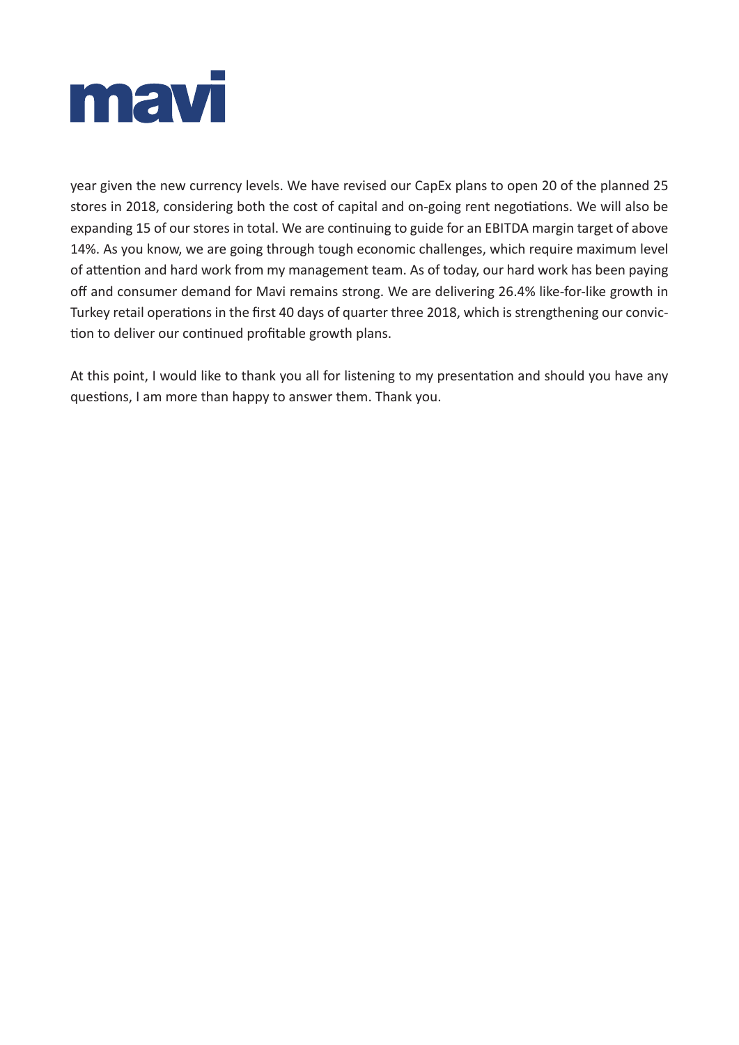year given the new currency levels. We have revised our CapEx plans to open 20 of the planned 25 stores in 2018, considering both the cost of capital and on-going rent negotiations. We will also be expanding 15 of our stores in total. We are continuing to guide for an EBITDA margin target of above 14%. As you know, we are going through tough economic challenges, which require maximum level of attention and hard work from my management team. As of today, our hard work has been paying off and consumer demand for Mavi remains strong. We are delivering 26.4% like-for-like growth in Turkey retail operations in the first 40 days of quarter three 2018, which is strengthening our conviction to deliver our continued profitable growth plans.

At this point, I would like to thank you all for listening to my presentation and should you have any questions, I am more than happy to answer them. Thank you.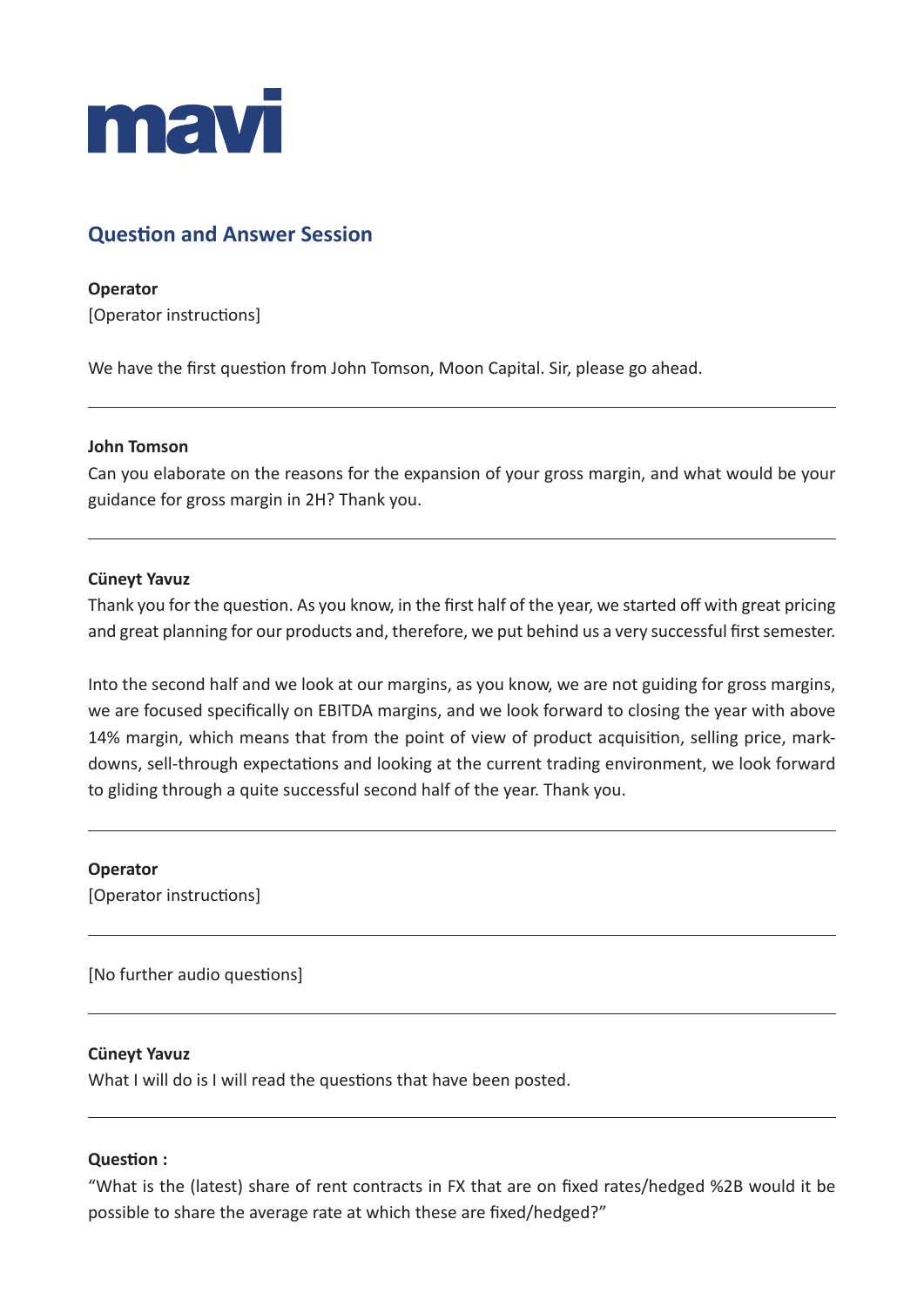mavi

## Question and Answer Session

**Operator**
[Operator instructions]

We have the first question from John Tomson, Moon Capital. Sir, please go ahead.

---

**John Tomson**
Can you elaborate on the reasons for the expansion of your gross margin, and what would be your guidance for gross margin in 2H? Thank you.

---

**Cüneyt Yavuz**
Thank you for the question. As you know, in the first half of the year, we started off with great pricing and great planning for our products and, therefore, we put behind us a very successful first semester.

Into the second half and we look at our margins, as you know, we are not guiding for gross margins, we are focused specifically on EBITDA margins, and we look forward to closing the year with above 14% margin, which means that from the point of view of product acquisition, selling price, mark-downs, sell-through expectations and looking at the current trading environment, we look forward to gliding through a quite successful second half of the year. Thank you.

---

**Operator**
[Operator instructions]

---

[No further audio questions]

---

**Cüneyt Yavuz**
What I will do is I will read the questions that have been posted.

---

**Question :**
"What is the (latest) share of rent contracts in FX that are on fixed rates/hedged %2B would it be possible to share the average rate at which these are fixed/hedged?"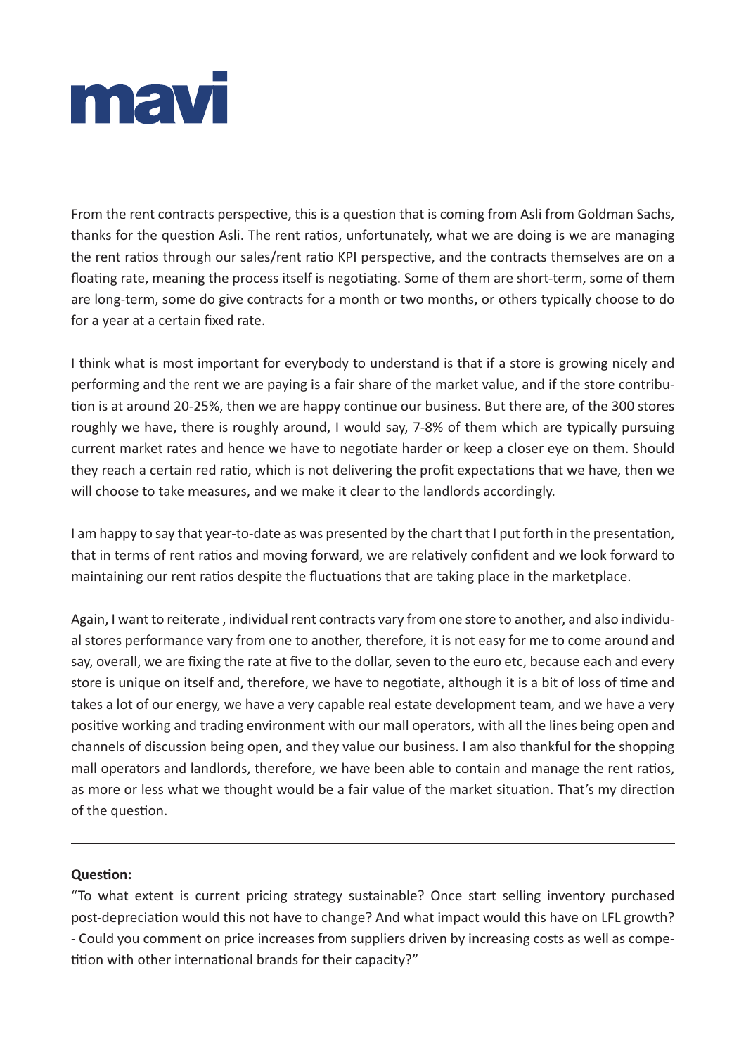From the rent contracts perspective, this is a question that is coming from Asli from Goldman Sachs, thanks for the question Asli. The rent ratios, unfortunately, what we are doing is we are managing the rent ratios through our sales/rent ratio KPI perspective, and the contracts themselves are on a floating rate, meaning the process itself is negotiating. Some of them are short-term, some of them are long-term, some do give contracts for a month or two months, or others typically choose to do for a year at a certain fixed rate.

I think what is most important for everybody to understand is that if a store is growing nicely and performing and the rent we are paying is a fair share of the market value, and if the store contribution is at around 20-25%, then we are happy continue our business. But there are, of the 300 stores roughly we have, there is roughly around, I would say, 7-8% of them which are typically pursuing current market rates and hence we have to negotiate harder or keep a closer eye on them. Should they reach a certain red ratio, which is not delivering the profit expectations that we have, then we will choose to take measures, and we make it clear to the landlords accordingly.

I am happy to say that year-to-date as was presented by the chart that I put forth in the presentation, that in terms of rent ratios and moving forward, we are relatively confident and we look forward to maintaining our rent ratios despite the fluctuations that are taking place in the marketplace.

Again, I want to reiterate , individual rent contracts vary from one store to another, and also individual stores performance vary from one to another, therefore, it is not easy for me to come around and say, overall, we are fixing the rate at five to the dollar, seven to the euro etc, because each and every store is unique on itself and, therefore, we have to negotiate, although it is a bit of loss of time and takes a lot of our energy, we have a very capable real estate development team, and we have a very positive working and trading environment with our mall operators, with all the lines being open and channels of discussion being open, and they value our business. I am also thankful for the shopping mall operators and landlords, therefore, we have been able to contain and manage the rent ratios, as more or less what we thought would be a fair value of the market situation. That's my direction of the question.

---

**Question:**

"To what extent is current pricing strategy sustainable? Once start selling inventory purchased post-depreciation would this not have to change? And what impact would this have on LFL growth? - Could you comment on price increases from suppliers driven by increasing costs as well as competition with other international brands for their capacity?"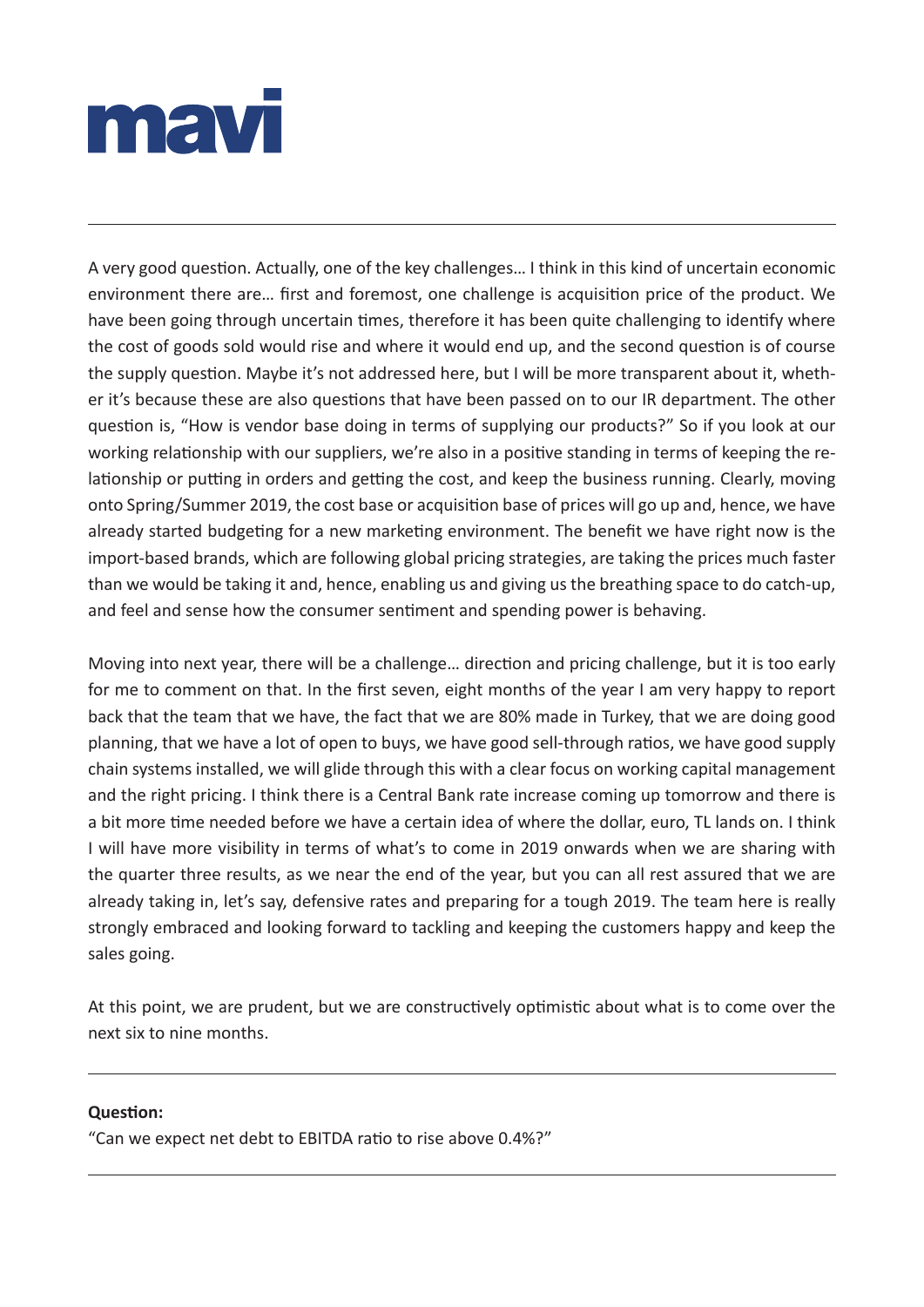A very good question. Actually, one of the key challenges… I think in this kind of uncertain economic environment there are… first and foremost, one challenge is acquisition price of the product. We have been going through uncertain times, therefore it has been quite challenging to identify where the cost of goods sold would rise and where it would end up, and the second question is of course the supply question. Maybe it's not addressed here, but I will be more transparent about it, whether it's because these are also questions that have been passed on to our IR department. The other question is, "How is vendor base doing in terms of supplying our products?" So if you look at our working relationship with our suppliers, we're also in a positive standing in terms of keeping the relationship or putting in orders and getting the cost, and keep the business running. Clearly, moving onto Spring/Summer 2019, the cost base or acquisition base of prices will go up and, hence, we have already started budgeting for a new marketing environment. The benefit we have right now is the import-based brands, which are following global pricing strategies, are taking the prices much faster than we would be taking it and, hence, enabling us and giving us the breathing space to do catch-up, and feel and sense how the consumer sentiment and spending power is behaving.

Moving into next year, there will be a challenge… direction and pricing challenge, but it is too early for me to comment on that. In the first seven, eight months of the year I am very happy to report back that the team that we have, the fact that we are 80% made in Turkey, that we are doing good planning, that we have a lot of open to buys, we have good sell-through ratios, we have good supply chain systems installed, we will glide through this with a clear focus on working capital management and the right pricing. I think there is a Central Bank rate increase coming up tomorrow and there is a bit more time needed before we have a certain idea of where the dollar, euro, TL lands on. I think I will have more visibility in terms of what's to come in 2019 onwards when we are sharing with the quarter three results, as we near the end of the year, but you can all rest assured that we are already taking in, let's say, defensive rates and preparing for a tough 2019. The team here is really strongly embraced and looking forward to tackling and keeping the customers happy and keep the sales going.

At this point, we are prudent, but we are constructively optimistic about what is to come over the next six to nine months.

---

**Question:**

"Can we expect net debt to EBITDA ratio to rise above 0.4%?"

---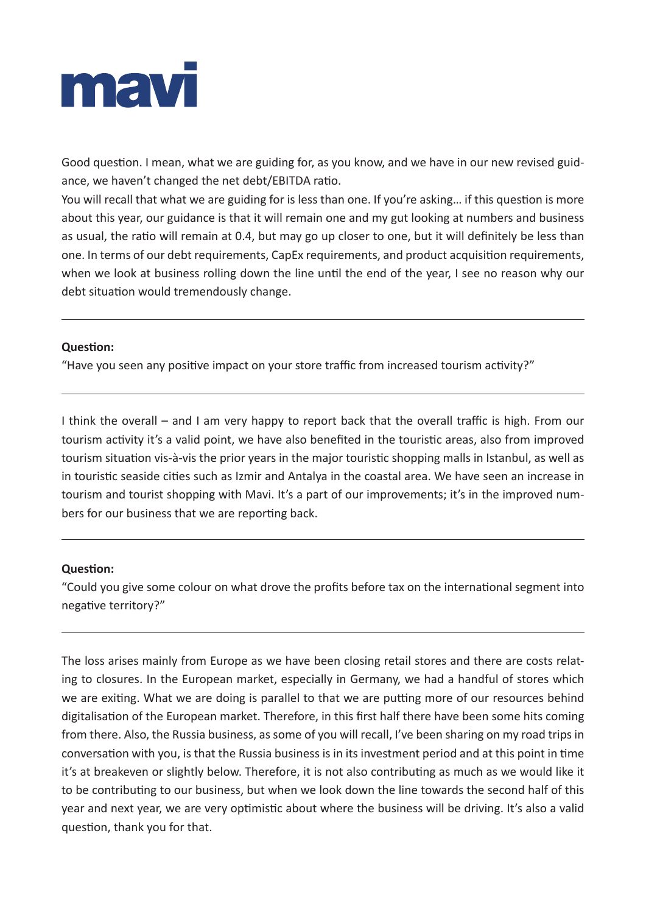Good question. I mean, what we are guiding for, as you know, and we have in our new revised guidance, we haven't changed the net debt/EBITDA ratio.

You will recall that what we are guiding for is less than one. If you're asking… if this question is more about this year, our guidance is that it will remain one and my gut looking at numbers and business as usual, the ratio will remain at 0.4, but may go up closer to one, but it will definitely be less than one. In terms of our debt requirements, CapEx requirements, and product acquisition requirements, when we look at business rolling down the line until the end of the year, I see no reason why our debt situation would tremendously change.

---

**Question:**

"Have you seen any positive impact on your store traffic from increased tourism activity?"

---

I think the overall – and I am very happy to report back that the overall traffic is high. From our tourism activity it's a valid point, we have also benefited in the touristic areas, also from improved tourism situation vis-à-vis the prior years in the major touristic shopping malls in Istanbul, as well as in touristic seaside cities such as Izmir and Antalya in the coastal area. We have seen an increase in tourism and tourist shopping with Mavi. It's a part of our improvements; it's in the improved numbers for our business that we are reporting back.

---

**Question:**

"Could you give some colour on what drove the profits before tax on the international segment into negative territory?"

---

The loss arises mainly from Europe as we have been closing retail stores and there are costs relating to closures. In the European market, especially in Germany, we had a handful of stores which we are exiting. What we are doing is parallel to that we are putting more of our resources behind digitalisation of the European market. Therefore, in this first half there have been some hits coming from there. Also, the Russia business, as some of you will recall, I've been sharing on my road trips in conversation with you, is that the Russia business is in its investment period and at this point in time it's at breakeven or slightly below. Therefore, it is not also contributing as much as we would like it to be contributing to our business, but when we look down the line towards the second half of this year and next year, we are very optimistic about where the business will be driving. It's also a valid question, thank you for that.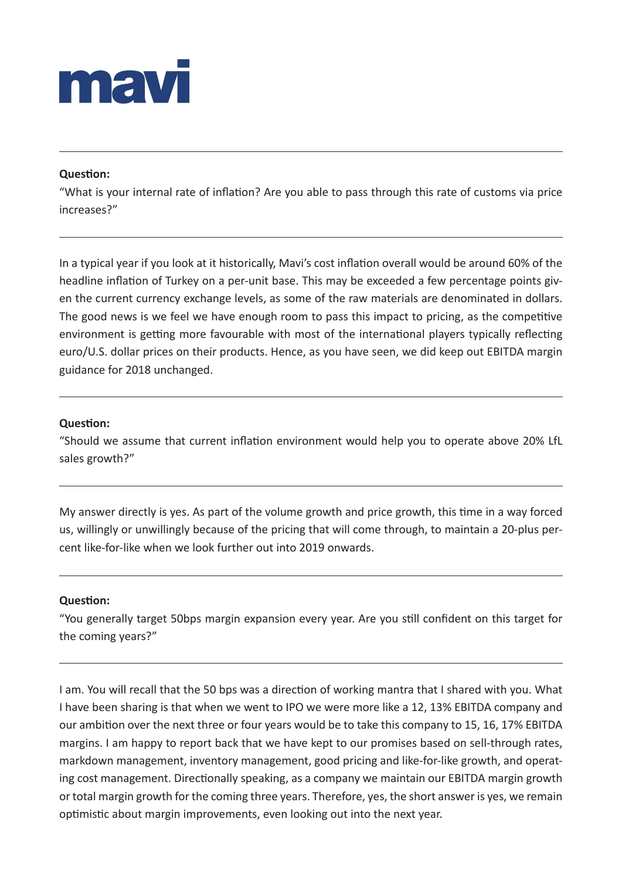mavi

---

**Question:**
"What is your internal rate of inflation? Are you able to pass through this rate of customs via price increases?"

---

In a typical year if you look at it historically, Mavi's cost inflation overall would be around 60% of the headline inflation of Turkey on a per-unit base. This may be exceeded a few percentage points given the current currency exchange levels, as some of the raw materials are denominated in dollars. The good news is we feel we have enough room to pass this impact to pricing, as the competitive environment is getting more favourable with most of the international players typically reflecting euro/U.S. dollar prices on their products. Hence, as you have seen, we did keep out EBITDA margin guidance for 2018 unchanged.

---

**Question:**
"Should we assume that current inflation environment would help you to operate above 20% LfL sales growth?"

---

My answer directly is yes. As part of the volume growth and price growth, this time in a way forced us, willingly or unwillingly because of the pricing that will come through, to maintain a 20-plus percent like-for-like when we look further out into 2019 onwards.

---

**Question:**
"You generally target 50bps margin expansion every year. Are you still confident on this target for the coming years?"

---

I am. You will recall that the 50 bps was a direction of working mantra that I shared with you. What I have been sharing is that when we went to IPO we were more like a 12, 13% EBITDA company and our ambition over the next three or four years would be to take this company to 15, 16, 17% EBITDA margins. I am happy to report back that we have kept to our promises based on sell-through rates, markdown management, inventory management, good pricing and like-for-like growth, and operating cost management. Directionally speaking, as a company we maintain our EBITDA margin growth or total margin growth for the coming three years. Therefore, yes, the short answer is yes, we remain optimistic about margin improvements, even looking out into the next year.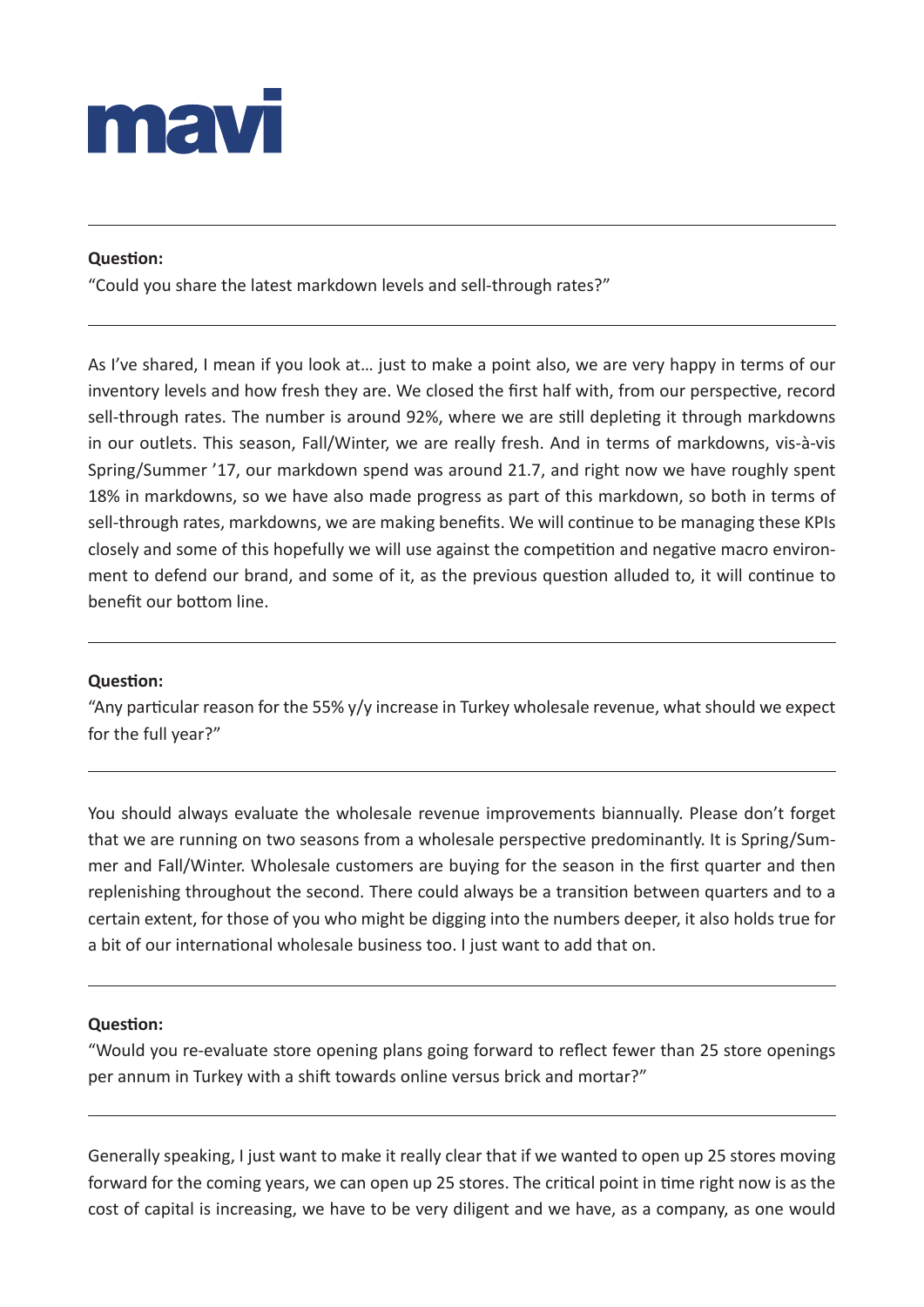**Question:**

"Could you share the latest markdown levels and sell-through rates?"

---

As I've shared, I mean if you look at… just to make a point also, we are very happy in terms of our inventory levels and how fresh they are. We closed the first half with, from our perspective, record sell-through rates. The number is around 92%, where we are still depleting it through markdowns in our outlets. This season, Fall/Winter, we are really fresh. And in terms of markdowns, vis-à-vis Spring/Summer '17, our markdown spend was around 21.7, and right now we have roughly spent 18% in markdowns, so we have also made progress as part of this markdown, so both in terms of sell-through rates, markdowns, we are making benefits. We will continue to be managing these KPIs closely and some of this hopefully we will use against the competition and negative macro environment to defend our brand, and some of it, as the previous question alluded to, it will continue to benefit our bottom line.

---

**Question:**

"Any particular reason for the 55% y/y increase in Turkey wholesale revenue, what should we expect for the full year?"

---

You should always evaluate the wholesale revenue improvements biannually. Please don't forget that we are running on two seasons from a wholesale perspective predominantly. It is Spring/Summer and Fall/Winter. Wholesale customers are buying for the season in the first quarter and then replenishing throughout the second. There could always be a transition between quarters and to a certain extent, for those of you who might be digging into the numbers deeper, it also holds true for a bit of our international wholesale business too. I just want to add that on.

---

**Question:**

"Would you re-evaluate store opening plans going forward to reflect fewer than 25 store openings per annum in Turkey with a shift towards online versus brick and mortar?"

---

Generally speaking, I just want to make it really clear that if we wanted to open up 25 stores moving forward for the coming years, we can open up 25 stores. The critical point in time right now is as the cost of capital is increasing, we have to be very diligent and we have, as a company, as one would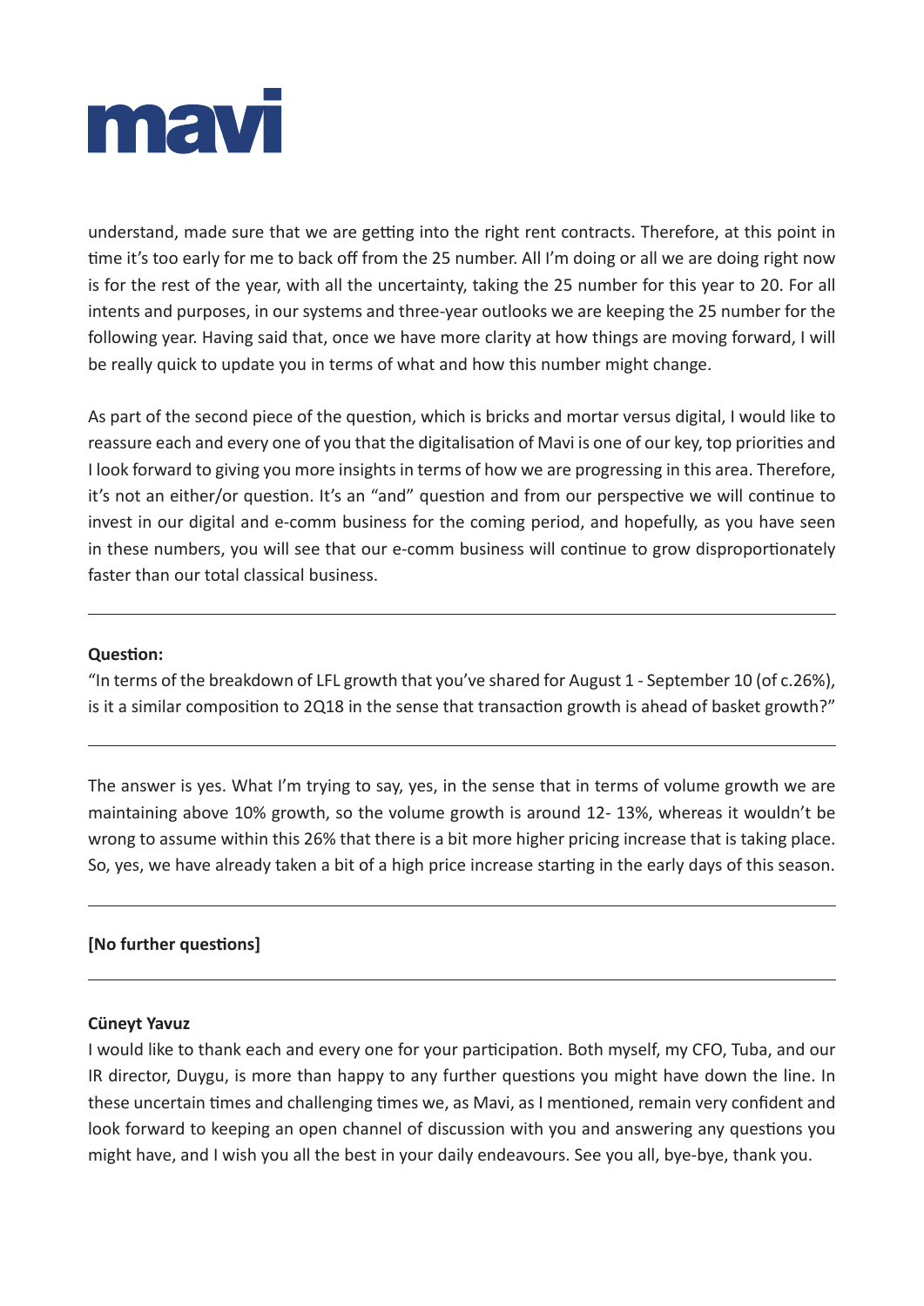understand, made sure that we are getting into the right rent contracts. Therefore, at this point in time it's too early for me to back off from the 25 number. All I'm doing or all we are doing right now is for the rest of the year, with all the uncertainty, taking the 25 number for this year to 20. For all intents and purposes, in our systems and three-year outlooks we are keeping the 25 number for the following year. Having said that, once we have more clarity at how things are moving forward, I will be really quick to update you in terms of what and how this number might change.

As part of the second piece of the question, which is bricks and mortar versus digital, I would like to reassure each and every one of you that the digitalisation of Mavi is one of our key, top priorities and I look forward to giving you more insights in terms of how we are progressing in this area. Therefore, it's not an either/or question. It's an "and" question and from our perspective we will continue to invest in our digital and e-comm business for the coming period, and hopefully, as you have seen in these numbers, you will see that our e-comm business will continue to grow disproportionately faster than our total classical business.

---

**Question:**
"In terms of the breakdown of LFL growth that you've shared for August 1 - September 10 (of c.26%), is it a similar composition to 2Q18 in the sense that transaction growth is ahead of basket growth?"

---

The answer is yes. What I'm trying to say, yes, in the sense that in terms of volume growth we are maintaining above 10% growth, so the volume growth is around 12- 13%, whereas it wouldn't be wrong to assume within this 26% that there is a bit more higher pricing increase that is taking place. So, yes, we have already taken a bit of a high price increase starting in the early days of this season.

---

**[No further questions]**

---

**Cüneyt Yavuz**
I would like to thank each and every one for your participation. Both myself, my CFO, Tuba, and our IR director, Duygu, is more than happy to any further questions you might have down the line. In these uncertain times and challenging times we, as Mavi, as I mentioned, remain very confident and look forward to keeping an open channel of discussion with you and answering any questions you might have, and I wish you all the best in your daily endeavours. See you all, bye-bye, thank you.